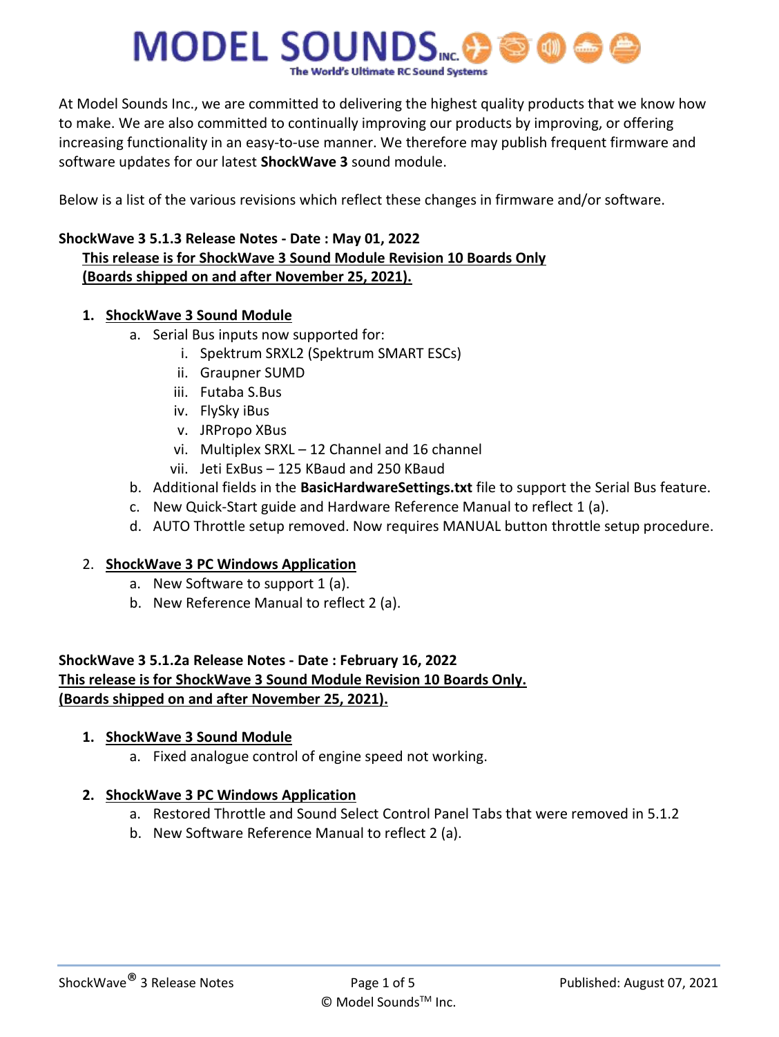# MODEL SOUNDS INC.

The World's Ultimate RC Sound Systems

At Model Sounds Inc., we are committed to delivering the highest quality products that we know how to make. We are also committed to continually improving our products by improving, or offering increasing functionality in an easy-to-use manner. We therefore may publish frequent firmware and software updates for our latest **ShockWave 3** sound module.

Below is a list of the various revisions which reflect these changes in firmware and/or software.

## ShockWave 3 5.1.3 Release Notes - Date : May 01, 2022

**This release is for ShockWave 3 Sound Module Revision 10 Boards Only**
**(Boards shipped on and after November 25, 2021).**

1. **ShockWave 3 Sound Module**
   a. Serial Bus inputs now supported for:
      i. Spektrum SRXL2 (Spektrum SMART ESCs)
      ii. Graupner SUMD
      iii. Futaba S.Bus
      iv. FlySky iBus
      v. JRPropo XBus
      vi. Multiplex SRXL – 12 Channel and 16 channel
      vii. Jeti ExBus – 125 KBaud and 250 KBaud
   b. Additional fields in the **BasicHardwareSettings.txt** file to support the Serial Bus feature.
   c. New Quick-Start guide and Hardware Reference Manual to reflect 1 (a).
   d. AUTO Throttle setup removed. Now requires MANUAL button throttle setup procedure.

2. **ShockWave 3 PC Windows Application**
   a. New Software to support 1 (a).
   b. New Reference Manual to reflect 2 (a).

## ShockWave 3 5.1.2a Release Notes - Date : February 16, 2022

**This release is for ShockWave 3 Sound Module Revision 10 Boards Only.**
**(Boards shipped on and after November 25, 2021).**

1. **ShockWave 3 Sound Module**
   a. Fixed analogue control of engine speed not working.

2. **ShockWave 3 PC Windows Application**
   a. Restored Throttle and Sound Select Control Panel Tabs that were removed in 5.1.2
   b. New Software Reference Manual to reflect 2 (a).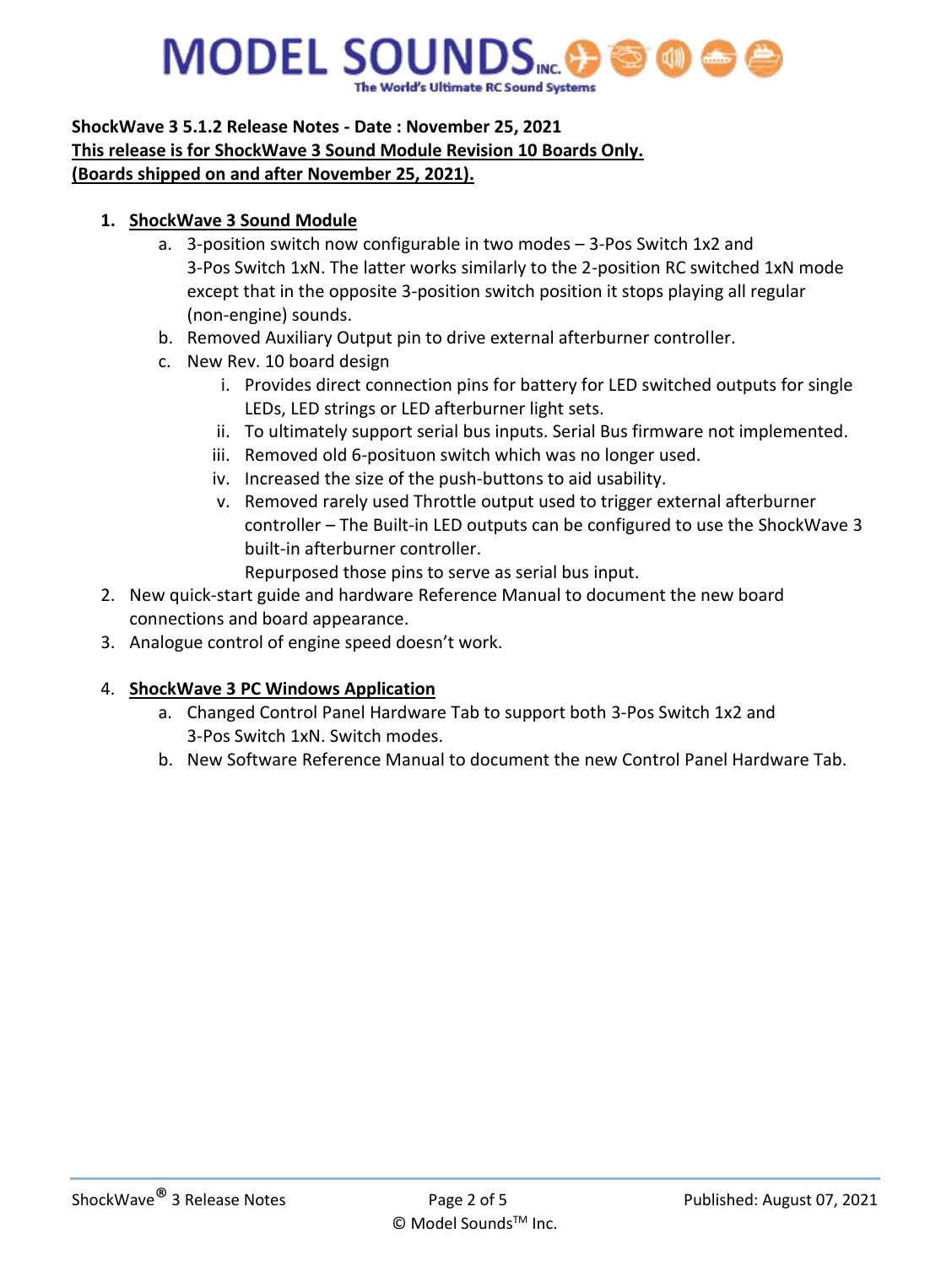**MODEL SOUNDS INC.**
The World's Ultimate RC Sound Systems

**ShockWave 3 5.1.2 Release Notes - Date : November 25, 2021**
**<u>This release is for ShockWave 3 Sound Module Revision 10 Boards Only.</u>**
**<u>(Boards shipped on and after November 25, 2021).</u>**

1. **<u>ShockWave 3 Sound Module</u>**
   a. 3-position switch now configurable in two modes – 3-Pos Switch 1x2 and 3-Pos Switch 1xN. The latter works similarly to the 2-position RC switched 1xN mode except that in the opposite 3-position switch position it stops playing all regular (non-engine) sounds.
   b. Removed Auxiliary Output pin to drive external afterburner controller.
   c. New Rev. 10 board design
      i. Provides direct connection pins for battery for LED switched outputs for single LEDs, LED strings or LED afterburner light sets.
      ii. To ultimately support serial bus inputs. Serial Bus firmware not implemented.
      iii. Removed old 6-posituon switch which was no longer used.
      iv. Increased the size of the push-buttons to aid usability.
      v. Removed rarely used Throttle output used to trigger external afterburner controller – The Built-in LED outputs can be configured to use the ShockWave 3 built-in afterburner controller.
         Repurposed those pins to serve as serial bus input.
2. New quick-start guide and hardware Reference Manual to document the new board connections and board appearance.
3. Analogue control of engine speed doesn't work.

4. **<u>ShockWave 3 PC Windows Application</u>**
   a. Changed Control Panel Hardware Tab to support both 3-Pos Switch 1x2 and 3-Pos Switch 1xN. Switch modes.
   b. New Software Reference Manual to document the new Control Panel Hardware Tab.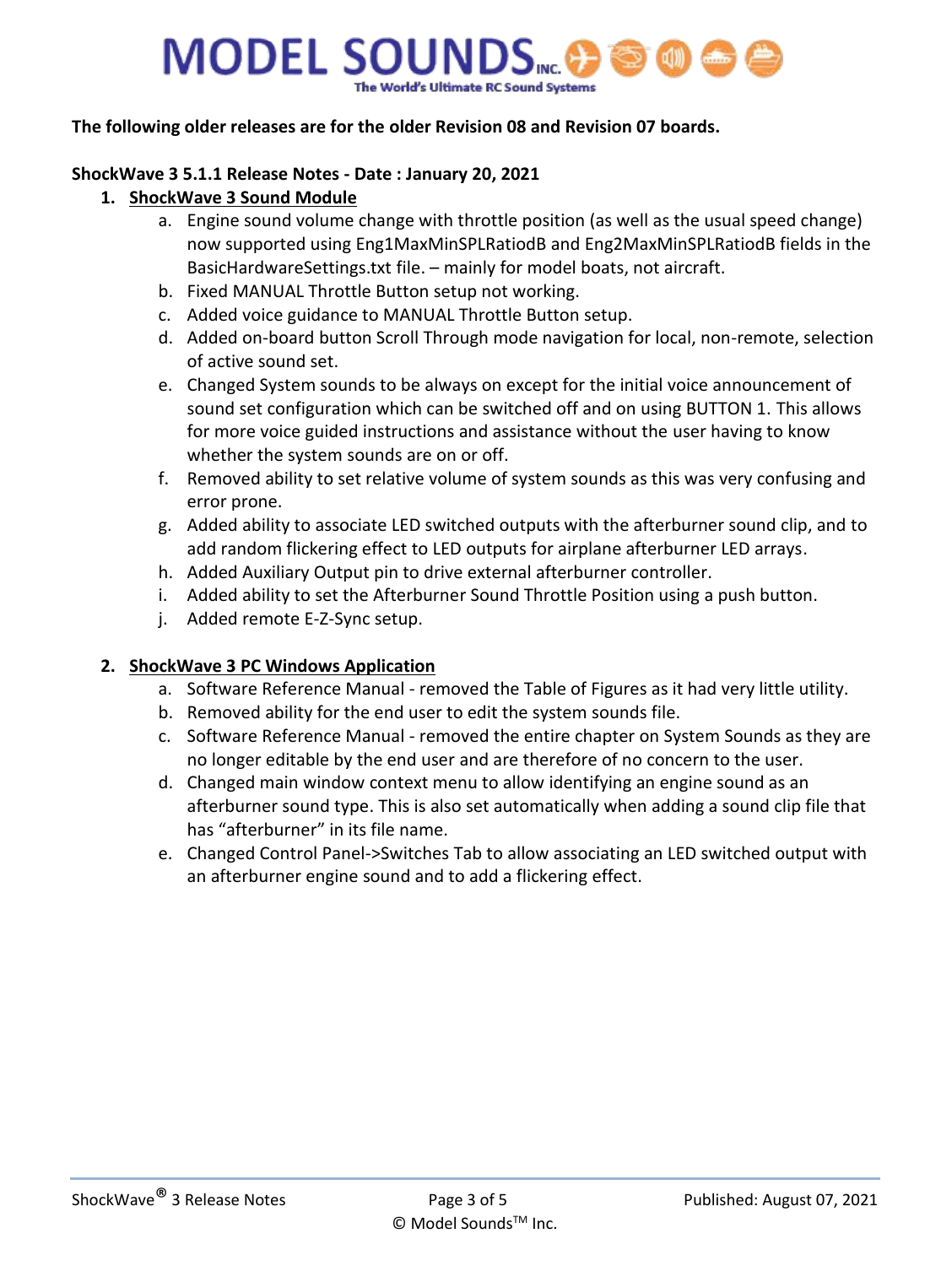**The following older releases are for the older Revision 08 and Revision 07 boards.**

**ShockWave 3 5.1.1 Release Notes - Date : January 20, 2021**

1. **ShockWave 3 Sound Module**
    a. Engine sound volume change with throttle position (as well as the usual speed change) now supported using Eng1MaxMinSPLRatiodB and Eng2MaxMinSPLRatiodB fields in the BasicHardwareSettings.txt file. – mainly for model boats, not aircraft.
    b. Fixed MANUAL Throttle Button setup not working.
    c. Added voice guidance to MANUAL Throttle Button setup.
    d. Added on-board button Scroll Through mode navigation for local, non-remote, selection of active sound set.
    e. Changed System sounds to be always on except for the initial voice announcement of sound set configuration which can be switched off and on using BUTTON 1. This allows for more voice guided instructions and assistance without the user having to know whether the system sounds are on or off.
    f. Removed ability to set relative volume of system sounds as this was very confusing and error prone.
    g. Added ability to associate LED switched outputs with the afterburner sound clip, and to add random flickering effect to LED outputs for airplane afterburner LED arrays.
    h. Added Auxiliary Output pin to drive external afterburner controller.
    i. Added ability to set the Afterburner Sound Throttle Position using a push button.
    j. Added remote E-Z-Sync setup.

2. **ShockWave 3 PC Windows Application**
    a. Software Reference Manual - removed the Table of Figures as it had very little utility.
    b. Removed ability for the end user to edit the system sounds file.
    c. Software Reference Manual - removed the entire chapter on System Sounds as they are no longer editable by the end user and are therefore of no concern to the user.
    d. Changed main window context menu to allow identifying an engine sound as an afterburner sound type. This is also set automatically when adding a sound clip file that has "afterburner" in its file name.
    e. Changed Control Panel->Switches Tab to allow associating an LED switched output with an afterburner engine sound and to add a flickering effect.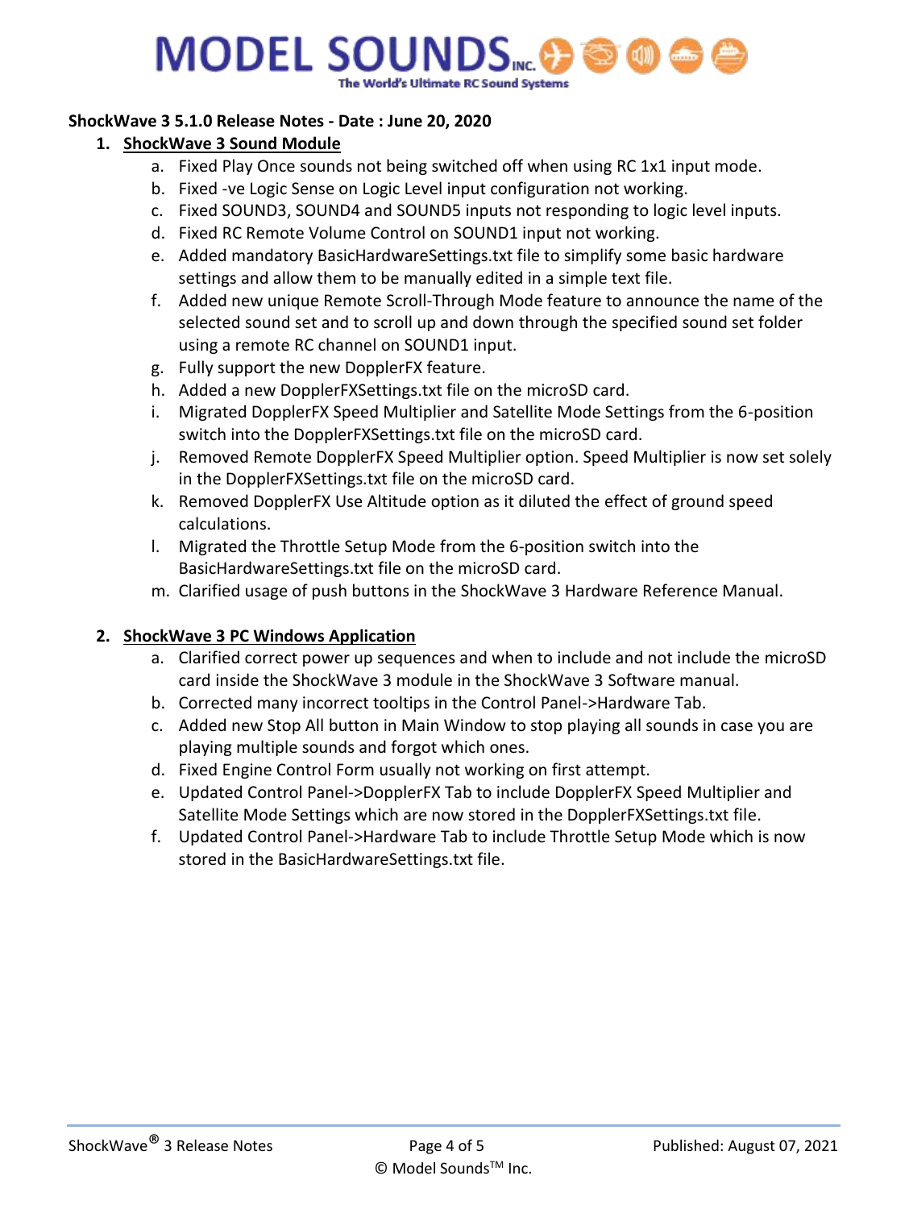**ShockWave 3 5.1.0 Release Notes - Date : June 20, 2020**

1. **ShockWave 3 Sound Module**
    a. Fixed Play Once sounds not being switched off when using RC 1x1 input mode.
    b. Fixed -ve Logic Sense on Logic Level input configuration not working.
    c. Fixed SOUND3, SOUND4 and SOUND5 inputs not responding to logic level inputs.
    d. Fixed RC Remote Volume Control on SOUND1 input not working.
    e. Added mandatory BasicHardwareSettings.txt file to simplify some basic hardware settings and allow them to be manually edited in a simple text file.
    f. Added new unique Remote Scroll-Through Mode feature to announce the name of the selected sound set and to scroll up and down through the specified sound set folder using a remote RC channel on SOUND1 input.
    g. Fully support the new DopplerFX feature.
    h. Added a new DopplerFXSettings.txt file on the microSD card.
    i. Migrated DopplerFX Speed Multiplier and Satellite Mode Settings from the 6-position switch into the DopplerFXSettings.txt file on the microSD card.
    j. Removed Remote DopplerFX Speed Multiplier option. Speed Multiplier is now set solely in the DopplerFXSettings.txt file on the microSD card.
    k. Removed DopplerFX Use Altitude option as it diluted the effect of ground speed calculations.
    l. Migrated the Throttle Setup Mode from the 6-position switch into the BasicHardwareSettings.txt file on the microSD card.
    m. Clarified usage of push buttons in the ShockWave 3 Hardware Reference Manual.

2. **ShockWave 3 PC Windows Application**
    a. Clarified correct power up sequences and when to include and not include the microSD card inside the ShockWave 3 module in the ShockWave 3 Software manual.
    b. Corrected many incorrect tooltips in the Control Panel->Hardware Tab.
    c. Added new Stop All button in Main Window to stop playing all sounds in case you are playing multiple sounds and forgot which ones.
    d. Fixed Engine Control Form usually not working on first attempt.
    e. Updated Control Panel->DopplerFX Tab to include DopplerFX Speed Multiplier and Satellite Mode Settings which are now stored in the DopplerFXSettings.txt file.
    f. Updated Control Panel->Hardware Tab to include Throttle Setup Mode which is now stored in the BasicHardwareSettings.txt file.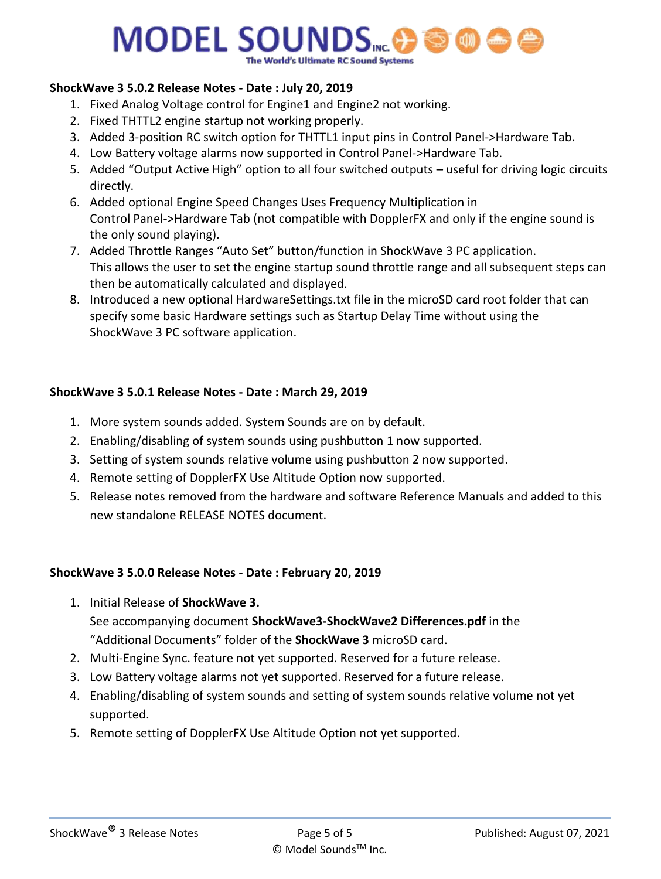**ShockWave 3 5.0.2 Release Notes - Date : July 20, 2019**

1. Fixed Analog Voltage control for Engine1 and Engine2 not working.
2. Fixed THTTL2 engine startup not working properly.
3. Added 3-position RC switch option for THTTL1 input pins in Control Panel->Hardware Tab.
4. Low Battery voltage alarms now supported in Control Panel->Hardware Tab.
5. Added "Output Active High" option to all four switched outputs – useful for driving logic circuits directly.
6. Added optional Engine Speed Changes Uses Frequency Multiplication in Control Panel->Hardware Tab (not compatible with DopplerFX and only if the engine sound is the only sound playing).
7. Added Throttle Ranges "Auto Set" button/function in ShockWave 3 PC application. This allows the user to set the engine startup sound throttle range and all subsequent steps can then be automatically calculated and displayed.
8. Introduced a new optional HardwareSettings.txt file in the microSD card root folder that can specify some basic Hardware settings such as Startup Delay Time without using the ShockWave 3 PC software application.

**ShockWave 3 5.0.1 Release Notes - Date : March 29, 2019**

1. More system sounds added. System Sounds are on by default.
2. Enabling/disabling of system sounds using pushbutton 1 now supported.
3. Setting of system sounds relative volume using pushbutton 2 now supported.
4. Remote setting of DopplerFX Use Altitude Option now supported.
5. Release notes removed from the hardware and software Reference Manuals and added to this new standalone RELEASE NOTES document.

**ShockWave 3 5.0.0 Release Notes - Date : February 20, 2019**

1. Initial Release of **ShockWave 3.**
   See accompanying document **ShockWave3-ShockWave2 Differences.pdf** in the "Additional Documents" folder of the **ShockWave 3** microSD card.
2. Multi-Engine Sync. feature not yet supported. Reserved for a future release.
3. Low Battery voltage alarms not yet supported. Reserved for a future release.
4. Enabling/disabling of system sounds and setting of system sounds relative volume not yet supported.
5. Remote setting of DopplerFX Use Altitude Option not yet supported.